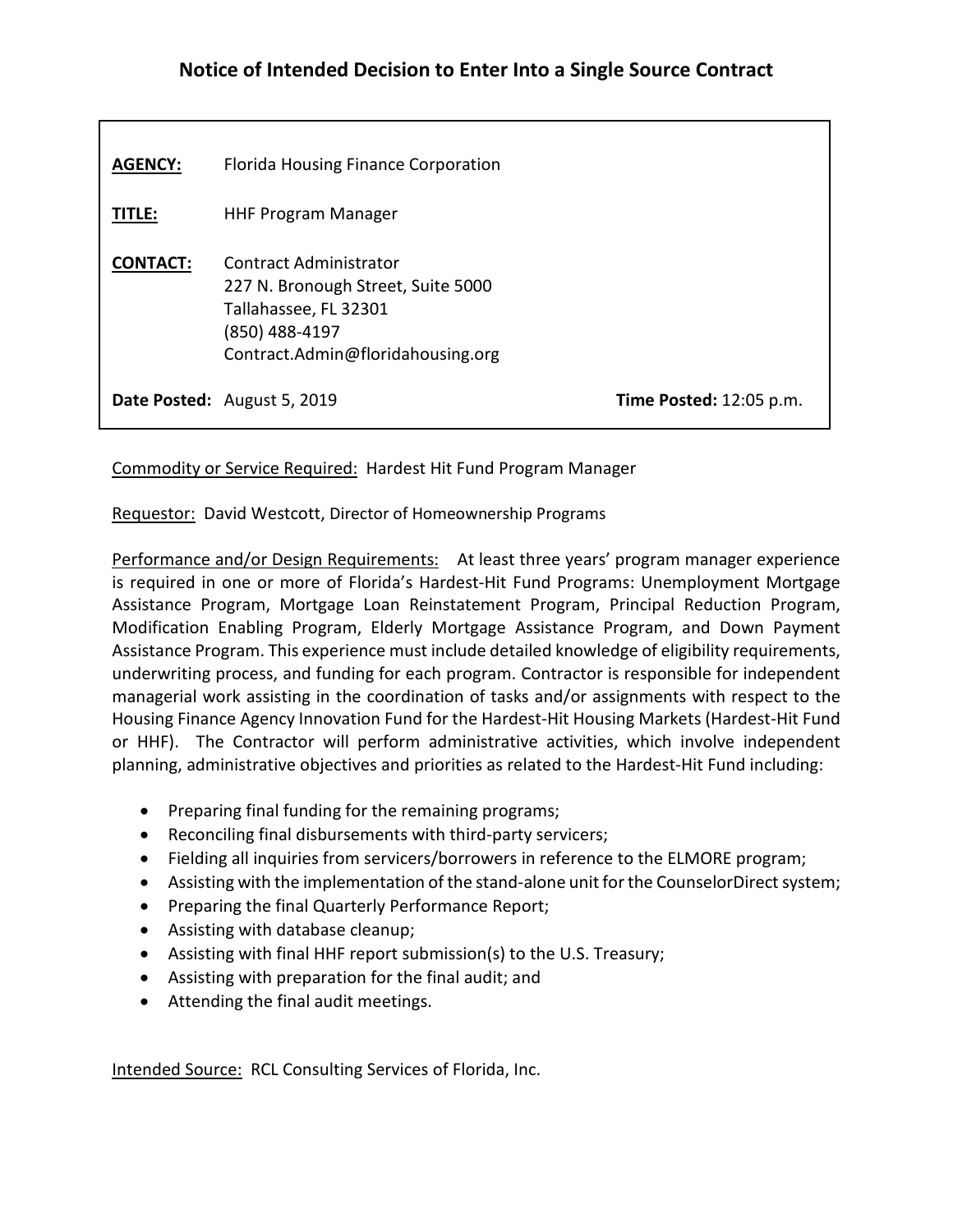# Notice of Intended Decision to Enter Into a Single Source Contract

**AGENCY:** Florida Housing Finance Corporation

**TITLE:** HHF Program Manager

**CONTACT:** Contract Administrator
227 N. Bronough Street, Suite 5000
Tallahassee, FL 32301
(850) 488-4197
Contract.Admin@floridahousing.org

**Date Posted:** August 5, 2019 **Time Posted:** 12:05 p.m.

Commodity or Service Required: Hardest Hit Fund Program Manager

Requestor: David Westcott, Director of Homeownership Programs

Performance and/or Design Requirements: At least three years' program manager experience is required in one or more of Florida's Hardest-Hit Fund Programs: Unemployment Mortgage Assistance Program, Mortgage Loan Reinstatement Program, Principal Reduction Program, Modification Enabling Program, Elderly Mortgage Assistance Program, and Down Payment Assistance Program. This experience must include detailed knowledge of eligibility requirements, underwriting process, and funding for each program. Contractor is responsible for independent managerial work assisting in the coordination of tasks and/or assignments with respect to the Housing Finance Agency Innovation Fund for the Hardest-Hit Housing Markets (Hardest-Hit Fund or HHF). The Contractor will perform administrative activities, which involve independent planning, administrative objectives and priorities as related to the Hardest-Hit Fund including:

- Preparing final funding for the remaining programs;
- Reconciling final disbursements with third-party servicers;
- Fielding all inquiries from servicers/borrowers in reference to the ELMORE program;
- Assisting with the implementation of the stand-alone unit for the CounselorDirect system;
- Preparing the final Quarterly Performance Report;
- Assisting with database cleanup;
- Assisting with final HHF report submission(s) to the U.S. Treasury;
- Assisting with preparation for the final audit; and
- Attending the final audit meetings.

Intended Source: RCL Consulting Services of Florida, Inc.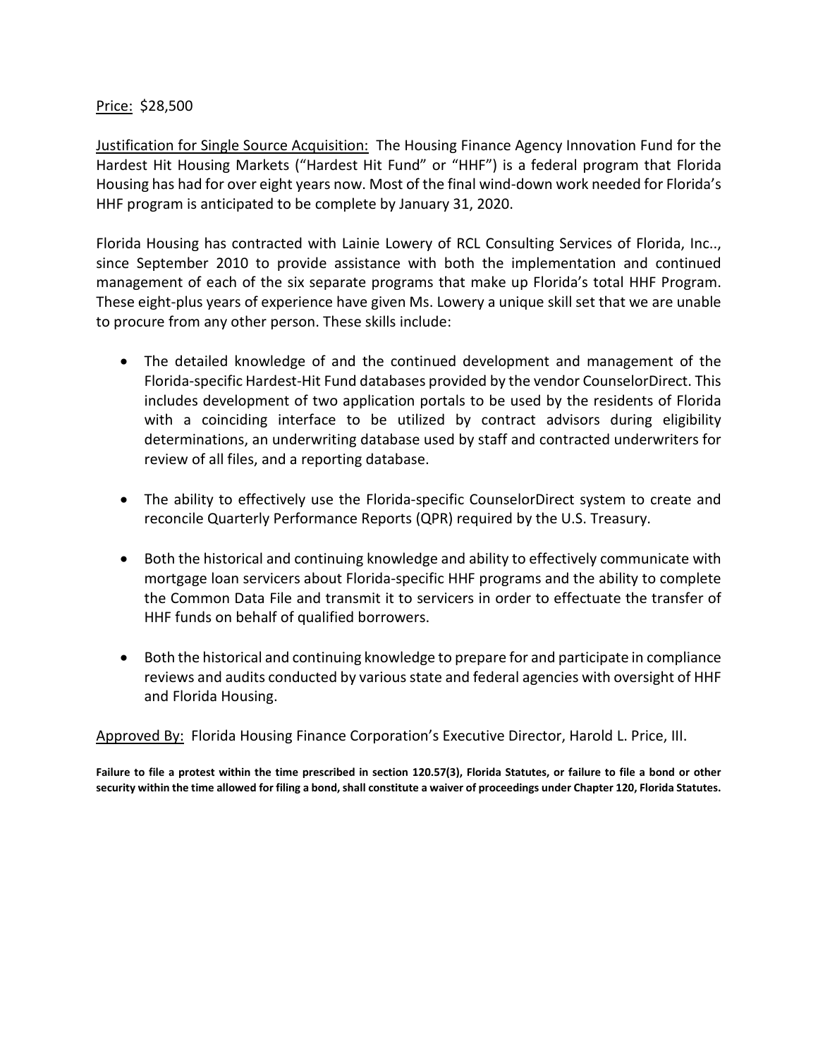Price: $28,500

Justification for Single Source Acquisition: The Housing Finance Agency Innovation Fund for the Hardest Hit Housing Markets ("Hardest Hit Fund" or "HHF") is a federal program that Florida Housing has had for over eight years now. Most of the final wind-down work needed for Florida's HHF program is anticipated to be complete by January 31, 2020.

Florida Housing has contracted with Lainie Lowery of RCL Consulting Services of Florida, Inc.., since September 2010 to provide assistance with both the implementation and continued management of each of the six separate programs that make up Florida's total HHF Program. These eight-plus years of experience have given Ms. Lowery a unique skill set that we are unable to procure from any other person. These skills include:

- The detailed knowledge of and the continued development and management of the Florida-specific Hardest-Hit Fund databases provided by the vendor CounselorDirect. This includes development of two application portals to be used by the residents of Florida with a coinciding interface to be utilized by contract advisors during eligibility determinations, an underwriting database used by staff and contracted underwriters for review of all files, and a reporting database.

- The ability to effectively use the Florida-specific CounselorDirect system to create and reconcile Quarterly Performance Reports (QPR) required by the U.S. Treasury.

- Both the historical and continuing knowledge and ability to effectively communicate with mortgage loan servicers about Florida-specific HHF programs and the ability to complete the Common Data File and transmit it to servicers in order to effectuate the transfer of HHF funds on behalf of qualified borrowers.

- Both the historical and continuing knowledge to prepare for and participate in compliance reviews and audits conducted by various state and federal agencies with oversight of HHF and Florida Housing.

Approved By: Florida Housing Finance Corporation's Executive Director, Harold L. Price, III.

**Failure to file a protest within the time prescribed in section 120.57(3), Florida Statutes, or failure to file a bond or other security within the time allowed for filing a bond, shall constitute a waiver of proceedings under Chapter 120, Florida Statutes.**